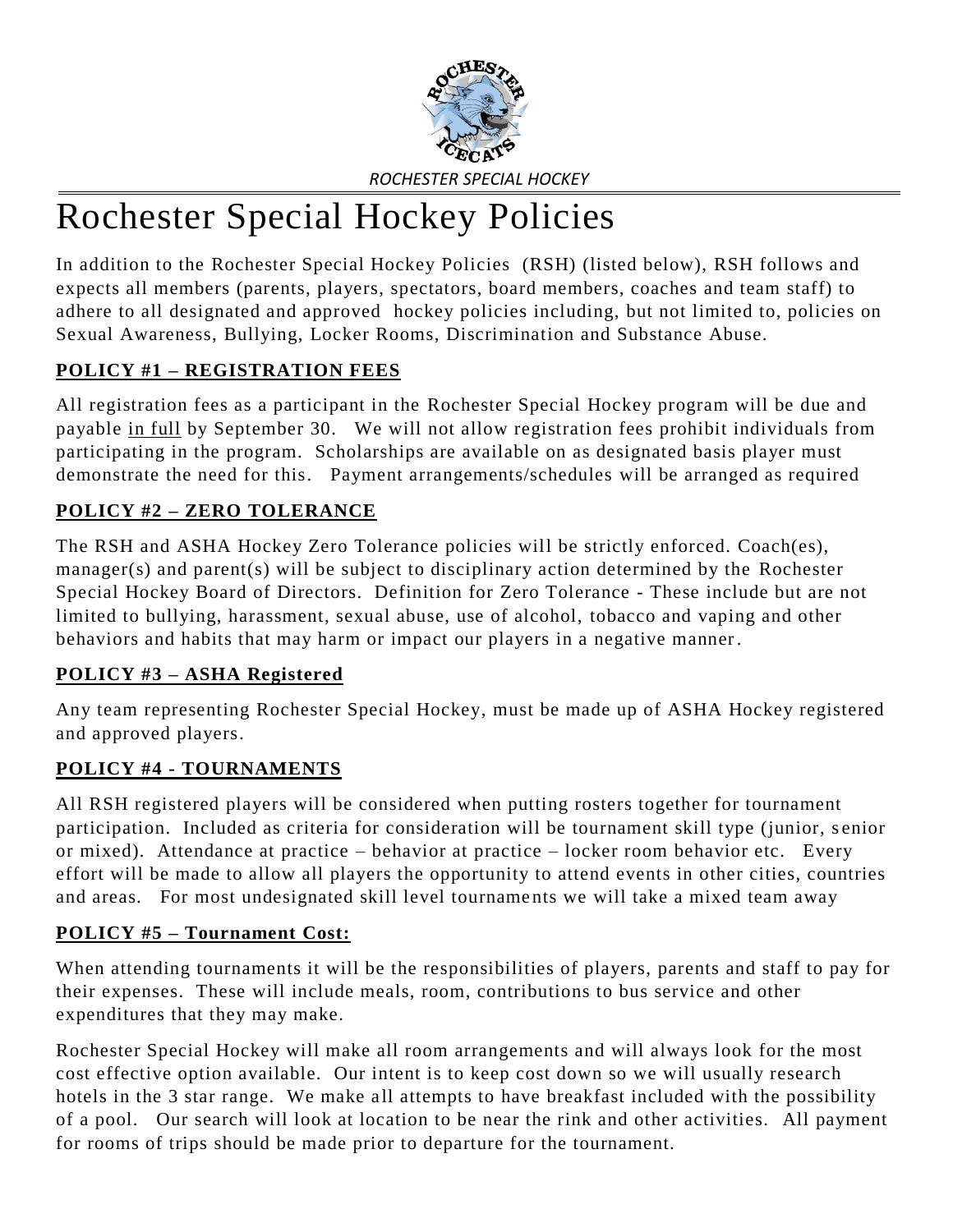*ROCHESTER SPECIAL HOCKEY*

# Rochester Special Hockey Policies

In addition to the Rochester Special Hockey Policies (RSH) (listed below), RSH follows and expects all members (parents, players, spectators, board members, coaches and team staff) to adhere to all designated and approved hockey policies including, but not limited to, policies on Sexual Awareness, Bullying, Locker Rooms, Discrimination and Substance Abuse.

## POLICY #1 – REGISTRATION FEES

All registration fees as a participant in the Rochester Special Hockey program will be due and payable in full by September 30. We will not allow registration fees prohibit individuals from participating in the program. Scholarships are available on as designated basis player must demonstrate the need for this. Payment arrangements/schedules will be arranged as required

## POLICY #2 – ZERO TOLERANCE

The RSH and ASHA Hockey Zero Tolerance policies will be strictly enforced. Coach(es), manager(s) and parent(s) will be subject to disciplinary action determined by the Rochester Special Hockey Board of Directors. Definition for Zero Tolerance - These include but are not limited to bullying, harassment, sexual abuse, use of alcohol, tobacco and vaping and other behaviors and habits that may harm or impact our players in a negative manner.

## POLICY #3 – ASHA Registered

Any team representing Rochester Special Hockey, must be made up of ASHA Hockey registered and approved players.

## POLICY #4 - TOURNAMENTS

All RSH registered players will be considered when putting rosters together for tournament participation. Included as criteria for consideration will be tournament skill type (junior, senior or mixed). Attendance at practice – behavior at practice – locker room behavior etc. Every effort will be made to allow all players the opportunity to attend events in other cities, countries and areas. For most undesignated skill level tournaments we will take a mixed team away

## POLICY #5 – Tournament Cost:

When attending tournaments it will be the responsibilities of players, parents and staff to pay for their expenses. These will include meals, room, contributions to bus service and other expenditures that they may make.

Rochester Special Hockey will make all room arrangements and will always look for the most cost effective option available. Our intent is to keep cost down so we will usually research hotels in the 3 star range. We make all attempts to have breakfast included with the possibility of a pool. Our search will look at location to be near the rink and other activities. All payment for rooms of trips should be made prior to departure for the tournament.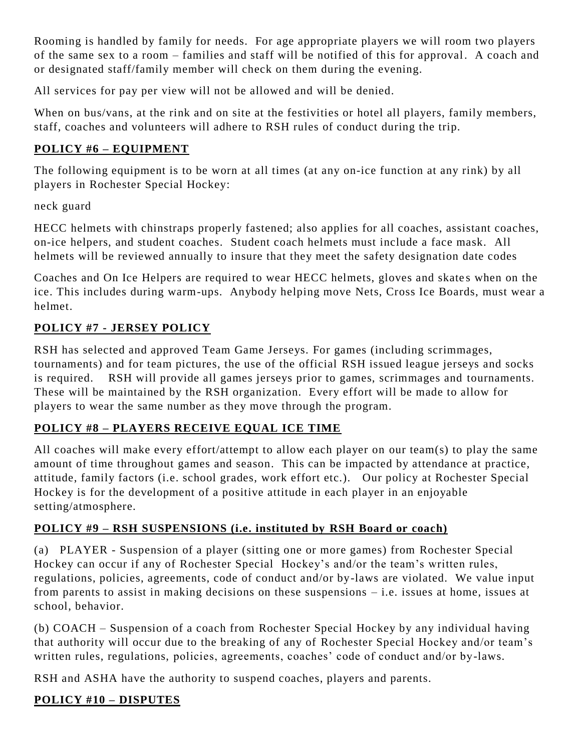Rooming is handled by family for needs. For age appropriate players we will room two players of the same sex to a room – families and staff will be notified of this for approval. A coach and or designated staff/family member will check on them during the evening.

All services for pay per view will not be allowed and will be denied.

When on bus/vans, at the rink and on site at the festivities or hotel all players, family members, staff, coaches and volunteers will adhere to RSH rules of conduct during the trip.

## **POLICY #6 – EQUIPMENT**

The following equipment is to be worn at all times (at any on-ice function at any rink) by all players in Rochester Special Hockey:

neck guard

HECC helmets with chinstraps properly fastened; also applies for all coaches, assistant coaches, on-ice helpers, and student coaches. Student coach helmets must include a face mask. All helmets will be reviewed annually to insure that they meet the safety designation date codes

Coaches and On Ice Helpers are required to wear HECC helmets, gloves and skates when on the ice. This includes during warm-ups. Anybody helping move Nets, Cross Ice Boards, must wear a helmet.

## **POLICY #7 - JERSEY POLICY**

RSH has selected and approved Team Game Jerseys. For games (including scrimmages, tournaments) and for team pictures, the use of the official RSH issued league jerseys and socks is required. RSH will provide all games jerseys prior to games, scrimmages and tournaments. These will be maintained by the RSH organization. Every effort will be made to allow for players to wear the same number as they move through the program.

## **POLICY #8 – PLAYERS RECEIVE EQUAL ICE TIME**

All coaches will make every effort/attempt to allow each player on our team(s) to play the same amount of time throughout games and season. This can be impacted by attendance at practice, attitude, family factors (i.e. school grades, work effort etc.). Our policy at Rochester Special Hockey is for the development of a positive attitude in each player in an enjoyable setting/atmosphere.

## **POLICY #9 – RSH SUSPENSIONS (i.e. instituted by RSH Board or coach)**

(a) PLAYER - Suspension of a player (sitting one or more games) from Rochester Special Hockey can occur if any of Rochester Special Hockey's and/or the team's written rules, regulations, policies, agreements, code of conduct and/or by-laws are violated. We value input from parents to assist in making decisions on these suspensions – i.e. issues at home, issues at school, behavior.

(b) COACH – Suspension of a coach from Rochester Special Hockey by any individual having that authority will occur due to the breaking of any of Rochester Special Hockey and/or team's written rules, regulations, policies, agreements, coaches' code of conduct and/or by-laws.

RSH and ASHA have the authority to suspend coaches, players and parents.

## **POLICY #10 – DISPUTES**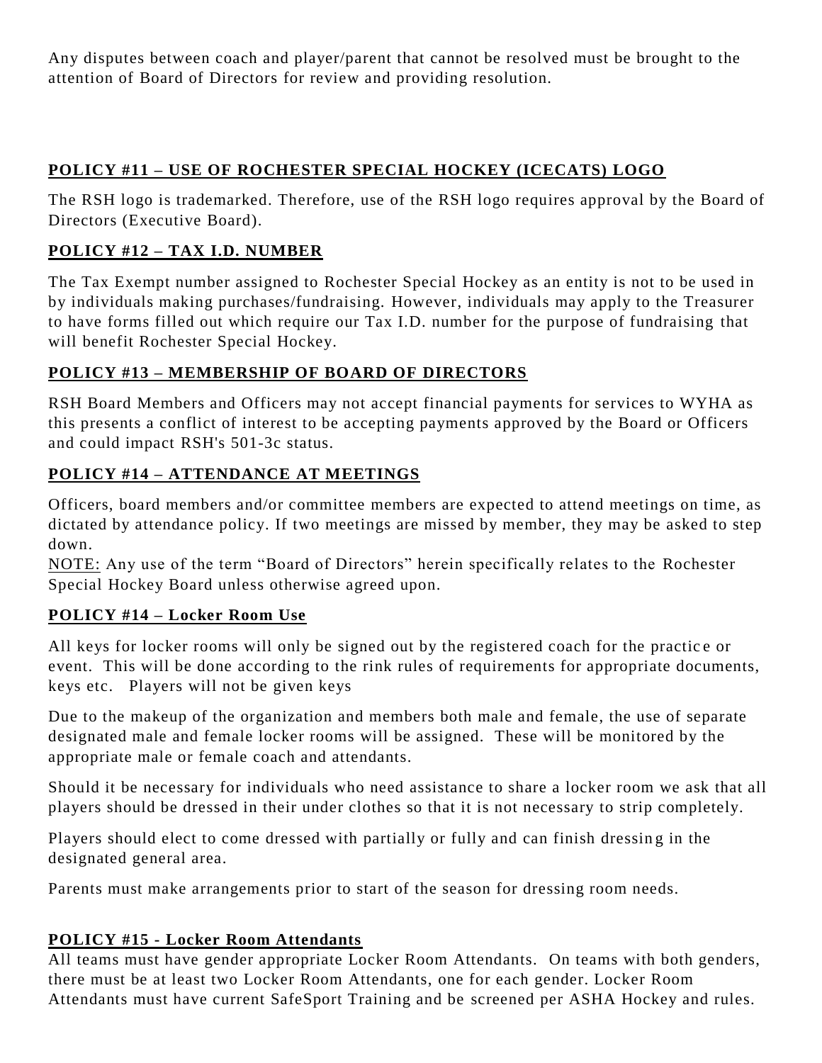Any disputes between coach and player/parent that cannot be resolved must be brought to the attention of Board of Directors for review and providing resolution.

## POLICY #11 – USE OF ROCHESTER SPECIAL HOCKEY (ICECATS) LOGO

The RSH logo is trademarked. Therefore, use of the RSH logo requires approval by the Board of Directors (Executive Board).

## POLICY #12 – TAX I.D. NUMBER

The Tax Exempt number assigned to Rochester Special Hockey as an entity is not to be used in by individuals making purchases/fundraising. However, individuals may apply to the Treasurer to have forms filled out which require our Tax I.D. number for the purpose of fundraising that will benefit Rochester Special Hockey.

## POLICY #13 – MEMBERSHIP OF BOARD OF DIRECTORS

RSH Board Members and Officers may not accept financial payments for services to WYHA as this presents a conflict of interest to be accepting payments approved by the Board or Officers and could impact RSH's 501-3c status.

## POLICY #14 – ATTENDANCE AT MEETINGS

Officers, board members and/or committee members are expected to attend meetings on time, as dictated by attendance policy. If two meetings are missed by member, they may be asked to step down.
NOTE: Any use of the term "Board of Directors" herein specifically relates to the Rochester Special Hockey Board unless otherwise agreed upon.

## POLICY #14 – Locker Room Use

All keys for locker rooms will only be signed out by the registered coach for the practice or event. This will be done according to the rink rules of requirements for appropriate documents, keys etc. Players will not be given keys

Due to the makeup of the organization and members both male and female, the use of separate designated male and female locker rooms will be assigned. These will be monitored by the appropriate male or female coach and attendants.

Should it be necessary for individuals who need assistance to share a locker room we ask that all players should be dressed in their under clothes so that it is not necessary to strip completely.

Players should elect to come dressed with partially or fully and can finish dressing in the designated general area.

Parents must make arrangements prior to start of the season for dressing room needs.

## POLICY #15 - Locker Room Attendants

All teams must have gender appropriate Locker Room Attendants. On teams with both genders, there must be at least two Locker Room Attendants, one for each gender. Locker Room Attendants must have current SafeSport Training and be screened per ASHA Hockey and rules.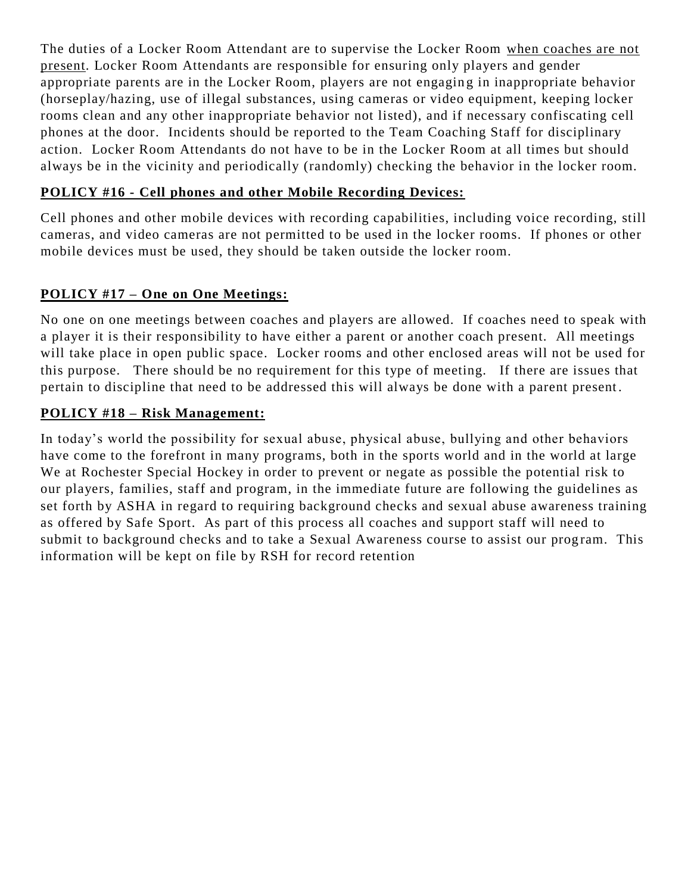The duties of a Locker Room Attendant are to supervise the Locker Room <u>when coaches are not present</u>. Locker Room Attendants are responsible for ensuring only players and gender appropriate parents are in the Locker Room, players are not engaging in inappropriate behavior (horseplay/hazing, use of illegal substances, using cameras or video equipment, keeping locker rooms clean and any other inappropriate behavior not listed), and if necessary confiscating cell phones at the door. Incidents should be reported to the Team Coaching Staff for disciplinary action. Locker Room Attendants do not have to be in the Locker Room at all times but should always be in the vicinity and periodically (randomly) checking the behavior in the locker room.

**<u>POLICY #16 - Cell phones and other Mobile Recording Devices:</u>**

Cell phones and other mobile devices with recording capabilities, including voice recording, still cameras, and video cameras are not permitted to be used in the locker rooms. If phones or other mobile devices must be used, they should be taken outside the locker room.

**<u>POLICY #17 – One on One Meetings:</u>**

No one on one meetings between coaches and players are allowed. If coaches need to speak with a player it is their responsibility to have either a parent or another coach present. All meetings will take place in open public space. Locker rooms and other enclosed areas will not be used for this purpose. There should be no requirement for this type of meeting. If there are issues that pertain to discipline that need to be addressed this will always be done with a parent present.

**<u>POLICY #18 – Risk Management:</u>**

In today's world the possibility for sexual abuse, physical abuse, bullying and other behaviors have come to the forefront in many programs, both in the sports world and in the world at large We at Rochester Special Hockey in order to prevent or negate as possible the potential risk to our players, families, staff and program, in the immediate future are following the guidelines as set forth by ASHA in regard to requiring background checks and sexual abuse awareness training as offered by Safe Sport. As part of this process all coaches and support staff will need to submit to background checks and to take a Sexual Awareness course to assist our program. This information will be kept on file by RSH for record retention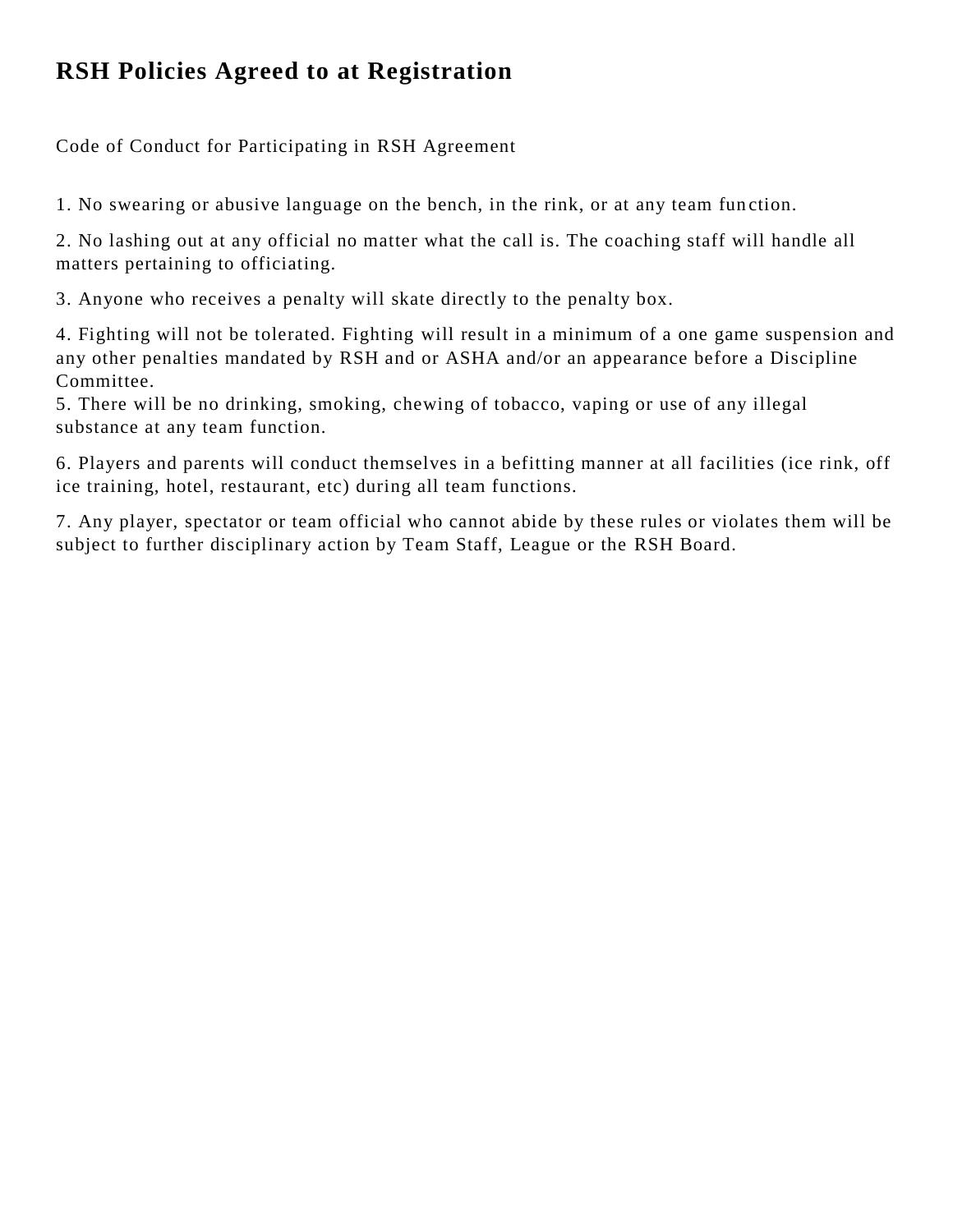# RSH Policies Agreed to at Registration

Code of Conduct for Participating in RSH Agreement

1. No swearing or abusive language on the bench, in the rink, or at any team function.

2. No lashing out at any official no matter what the call is. The coaching staff will handle all matters pertaining to officiating.

3. Anyone who receives a penalty will skate directly to the penalty box.

4. Fighting will not be tolerated. Fighting will result in a minimum of a one game suspension and any other penalties mandated by RSH and or ASHA and/or an appearance before a Discipline Committee.

5. There will be no drinking, smoking, chewing of tobacco, vaping or use of any illegal substance at any team function.

6. Players and parents will conduct themselves in a befitting manner at all facilities (ice rink, off ice training, hotel, restaurant, etc) during all team functions.

7. Any player, spectator or team official who cannot abide by these rules or violates them will be subject to further disciplinary action by Team Staff, League or the RSH Board.